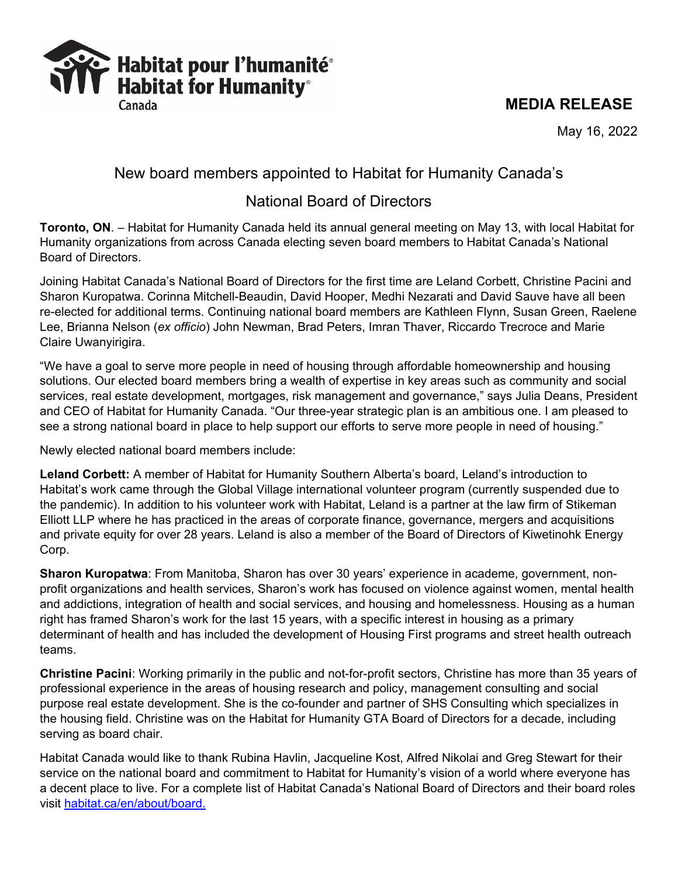Habitat pour l'humanité®
Habitat for Humanity®
Canada

**MEDIA RELEASE**

May 16, 2022

# New board members appointed to Habitat for Humanity Canada's National Board of Directors

**Toronto, ON**. – Habitat for Humanity Canada held its annual general meeting on May 13, with local Habitat for Humanity organizations from across Canada electing seven board members to Habitat Canada's National Board of Directors.

Joining Habitat Canada's National Board of Directors for the first time are Leland Corbett, Christine Pacini and Sharon Kuropatwa. Corinna Mitchell-Beaudin, David Hooper, Medhi Nezarati and David Sauve have all been re-elected for additional terms. Continuing national board members are Kathleen Flynn, Susan Green, Raelene Lee, Brianna Nelson (*ex officio*) John Newman, Brad Peters, Imran Thaver, Riccardo Trecroce and Marie Claire Uwanyirigira.

"We have a goal to serve more people in need of housing through affordable homeownership and housing solutions. Our elected board members bring a wealth of expertise in key areas such as community and social services, real estate development, mortgages, risk management and governance," says Julia Deans, President and CEO of Habitat for Humanity Canada. "Our three-year strategic plan is an ambitious one. I am pleased to see a strong national board in place to help support our efforts to serve more people in need of housing."

Newly elected national board members include:

**Leland Corbett:** A member of Habitat for Humanity Southern Alberta's board, Leland's introduction to Habitat's work came through the Global Village international volunteer program (currently suspended due to the pandemic). In addition to his volunteer work with Habitat, Leland is a partner at the law firm of Stikeman Elliott LLP where he has practiced in the areas of corporate finance, governance, mergers and acquisitions and private equity for over 28 years. Leland is also a member of the Board of Directors of Kiwetinohk Energy Corp.

**Sharon Kuropatwa**: From Manitoba, Sharon has over 30 years' experience in academe, government, non-profit organizations and health services, Sharon's work has focused on violence against women, mental health and addictions, integration of health and social services, and housing and homelessness. Housing as a human right has framed Sharon's work for the last 15 years, with a specific interest in housing as a primary determinant of health and has included the development of Housing First programs and street health outreach teams.

**Christine Pacini**: Working primarily in the public and not-for-profit sectors, Christine has more than 35 years of professional experience in the areas of housing research and policy, management consulting and social purpose real estate development. She is the co-founder and partner of SHS Consulting which specializes in the housing field. Christine was on the Habitat for Humanity GTA Board of Directors for a decade, including serving as board chair.

Habitat Canada would like to thank Rubina Havlin, Jacqueline Kost, Alfred Nikolai and Greg Stewart for their service on the national board and commitment to Habitat for Humanity's vision of a world where everyone has a decent place to live. For a complete list of Habitat Canada's National Board of Directors and their board roles visit [habitat.ca/en/about/board.](habitat.ca/en/about/board)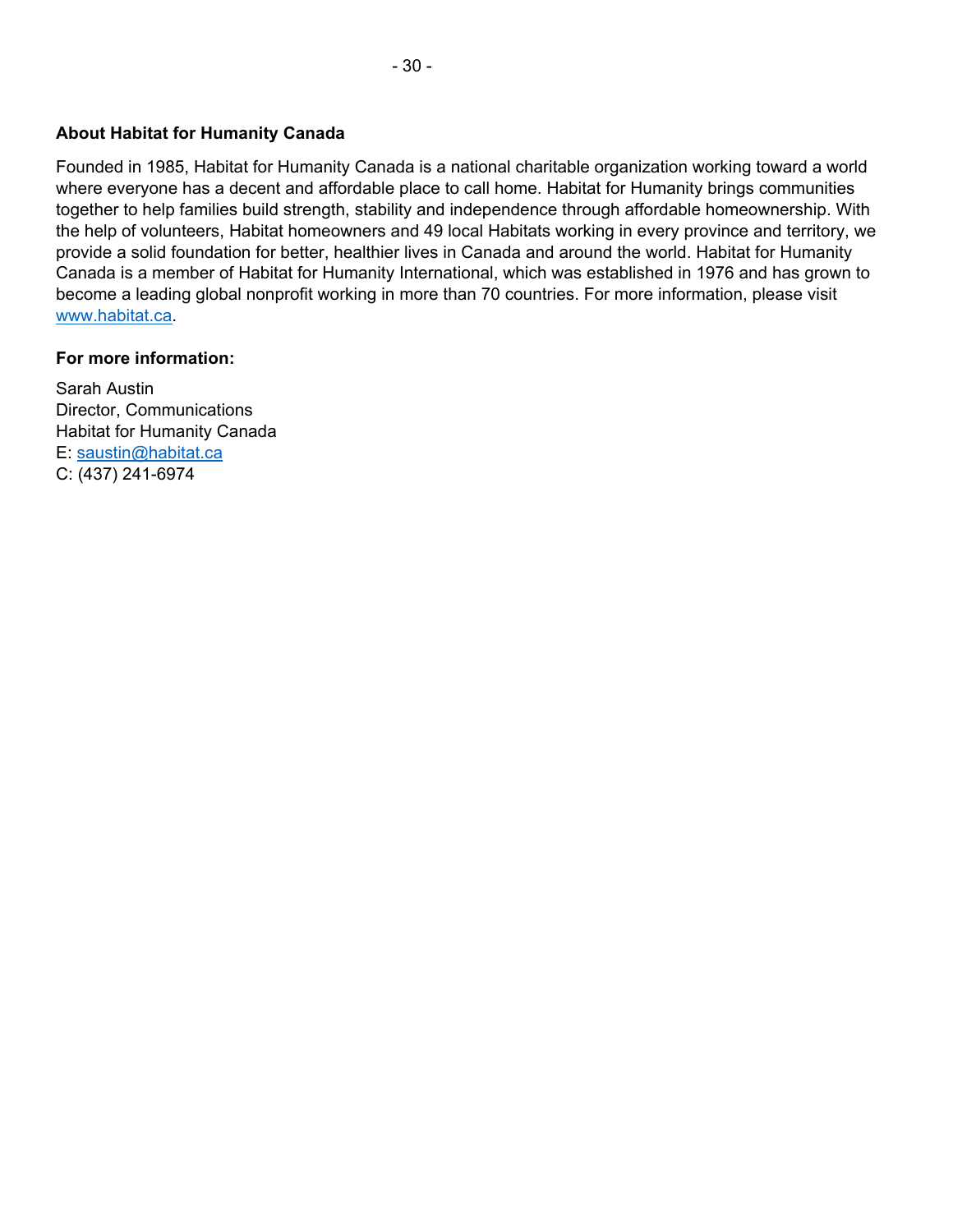- 30 -

**About Habitat for Humanity Canada**

Founded in 1985, Habitat for Humanity Canada is a national charitable organization working toward a world where everyone has a decent and affordable place to call home. Habitat for Humanity brings communities together to help families build strength, stability and independence through affordable homeownership. With the help of volunteers, Habitat homeowners and 49 local Habitats working in every province and territory, we provide a solid foundation for better, healthier lives in Canada and around the world. Habitat for Humanity Canada is a member of Habitat for Humanity International, which was established in 1976 and has grown to become a leading global nonprofit working in more than 70 countries. For more information, please visit www.habitat.ca.

**For more information:**

Sarah Austin
Director, Communications
Habitat for Humanity Canada
E: saustin@habitat.ca
C: (437) 241-6974